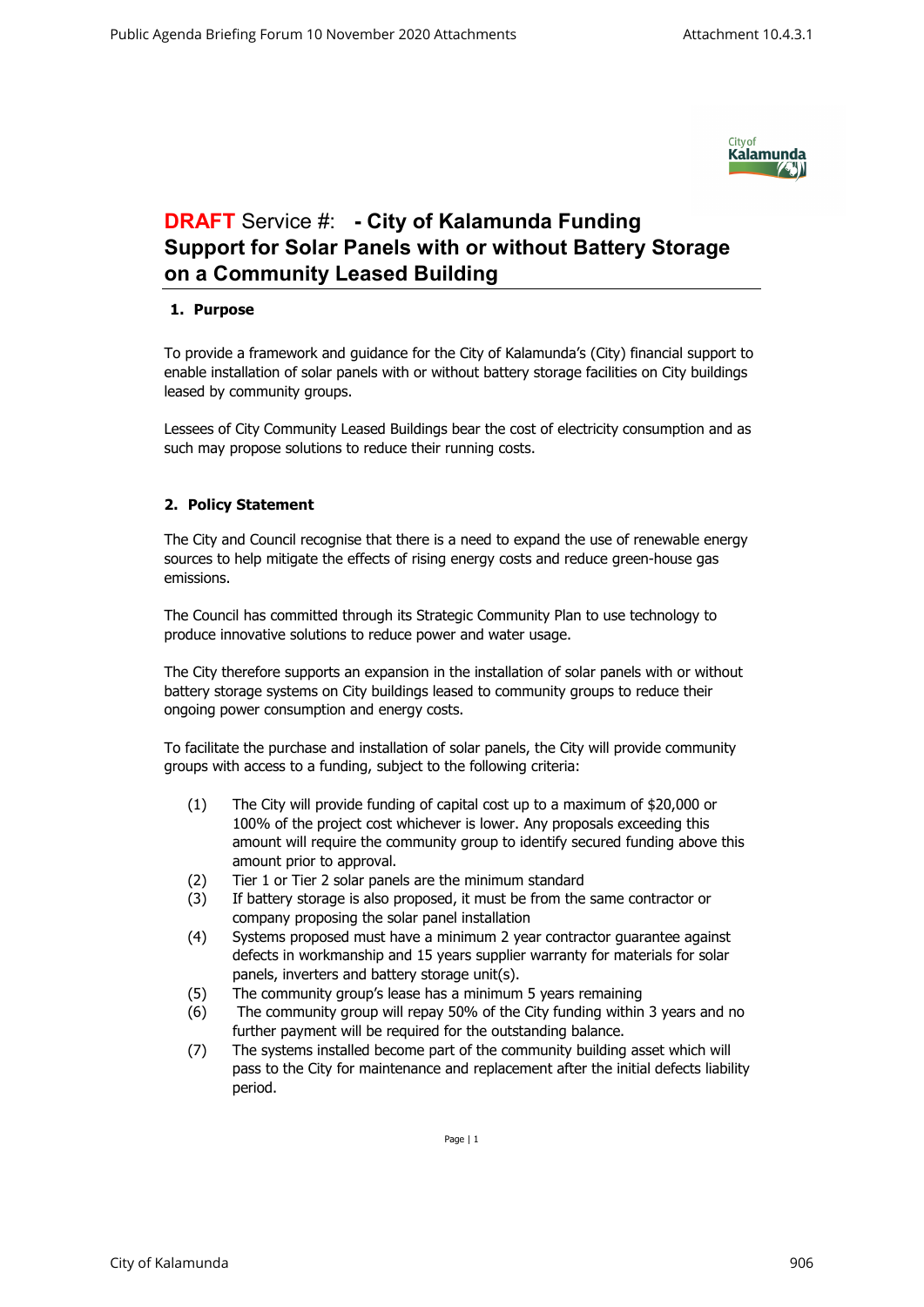# **DRAFT** Service #: - City of Kalamunda Funding Support for Solar Panels with or without Battery Storage on a Community Leased Building

## 1. Purpose

To provide a framework and guidance for the City of Kalamunda's (City) financial support to enable installation of solar panels with or without battery storage facilities on City buildings leased by community groups.

Lessees of City Community Leased Buildings bear the cost of electricity consumption and as such may propose solutions to reduce their running costs.

## 2. Policy Statement

The City and Council recognise that there is a need to expand the use of renewable energy sources to help mitigate the effects of rising energy costs and reduce green-house gas emissions.

The Council has committed through its Strategic Community Plan to use technology to produce innovative solutions to reduce power and water usage.

The City therefore supports an expansion in the installation of solar panels with or without battery storage systems on City buildings leased to community groups to reduce their ongoing power consumption and energy costs.

To facilitate the purchase and installation of solar panels, the City will provide community groups with access to a funding, subject to the following criteria:

(1) The City will provide funding of capital cost up to a maximum of $20,000 or 100% of the project cost whichever is lower. Any proposals exceeding this amount will require the community group to identify secured funding above this amount prior to approval.

(2) Tier 1 or Tier 2 solar panels are the minimum standard

(3) If battery storage is also proposed, it must be from the same contractor or company proposing the solar panel installation

(4) Systems proposed must have a minimum 2 year contractor guarantee against defects in workmanship and 15 years supplier warranty for materials for solar panels, inverters and battery storage unit(s).

(5) The community group's lease has a minimum 5 years remaining

(6) The community group will repay 50% of the City funding within 3 years and no further payment will be required for the outstanding balance.

(7) The systems installed become part of the community building asset which will pass to the City for maintenance and replacement after the initial defects liability period.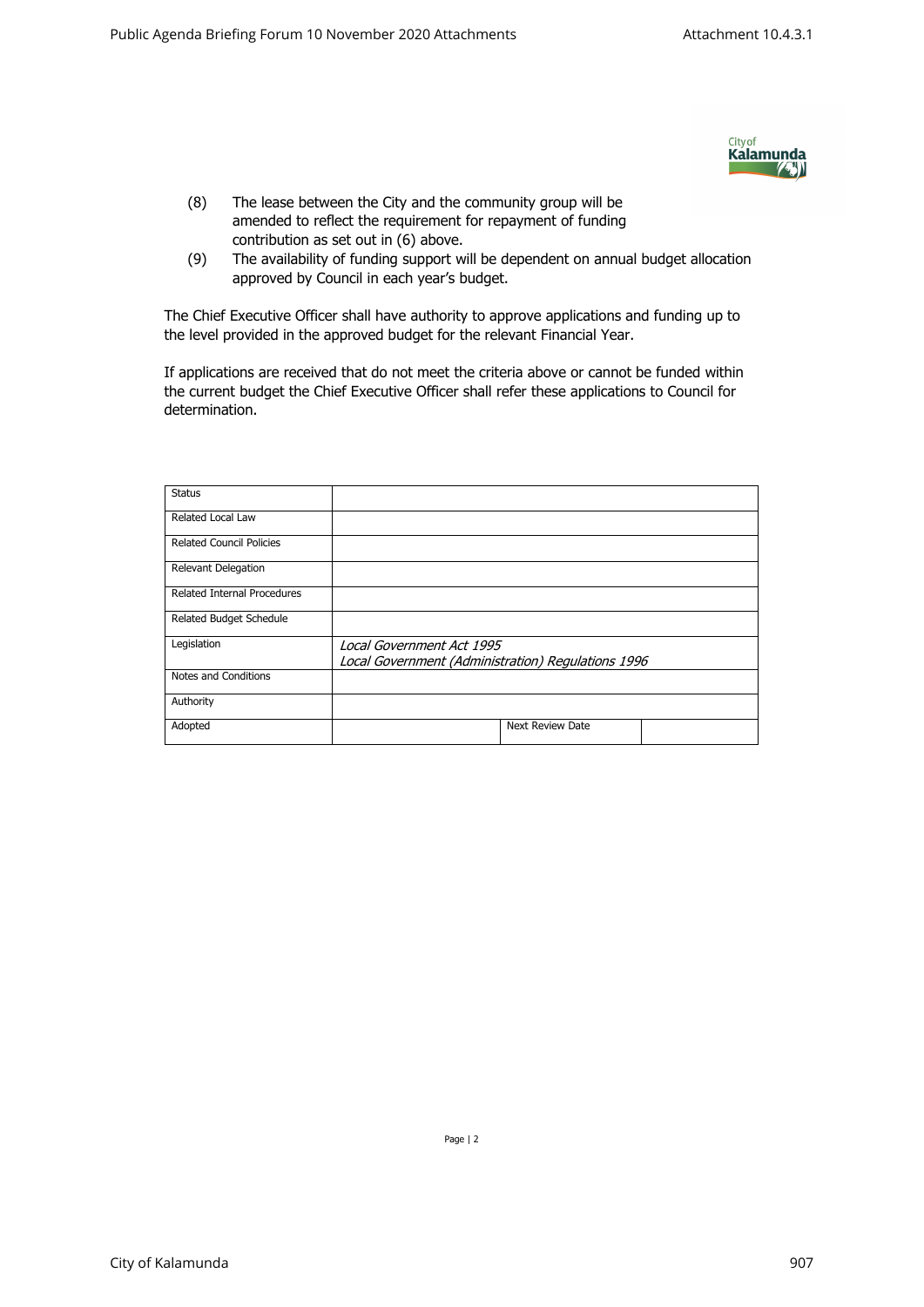(8) The lease between the City and the community group will be amended to reflect the requirement for repayment of funding contribution as set out in (6) above.

(9) The availability of funding support will be dependent on annual budget allocation approved by Council in each year's budget.

The Chief Executive Officer shall have authority to approve applications and funding up to the level provided in the approved budget for the relevant Financial Year.

If applications are received that do not meet the criteria above or cannot be funded within the current budget the Chief Executive Officer shall refer these applications to Council for determination.

| | | | |
|---|---|---|---|
| Status | | | |
| Related Local Law | | | |
| Related Council Policies | | | |
| Relevant Delegation | | | |
| Related Internal Procedures | | | |
| Related Budget Schedule | | | |
| Legislation | *Local Government Act 1995*<br>*Local Government (Administration) Regulations 1996* | | |
| Notes and Conditions | | | |
| Authority | | | |
| Adopted | | Next Review Date | |